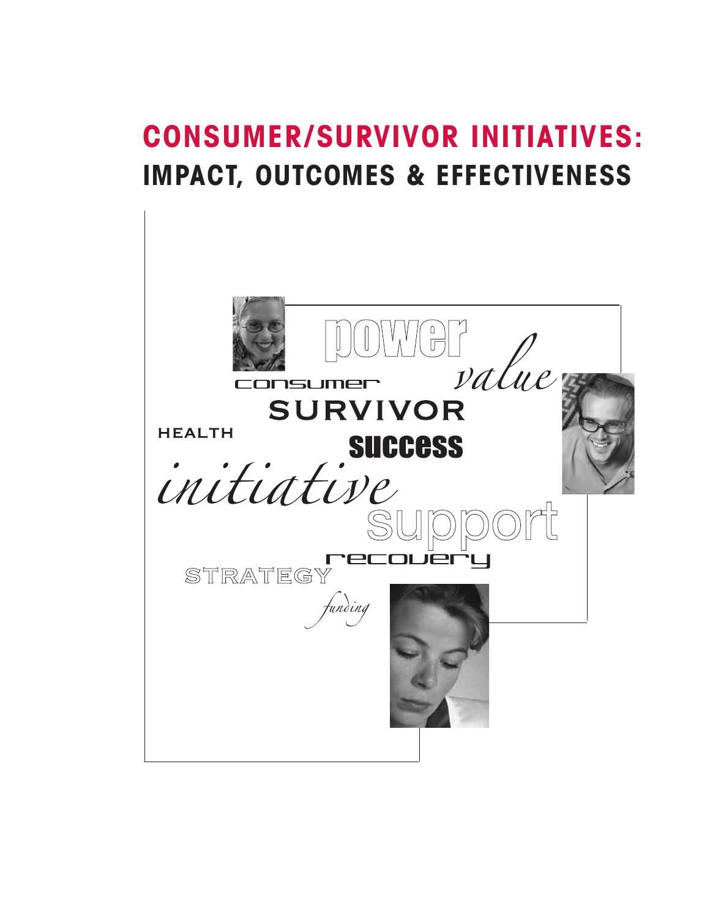# CONSUMER/SURVIVOR INITIATIVES:
## IMPACT, OUTCOMES & EFFECTIVENESS

power

value

consumer

SURVIVOR

HEALTH

success

*initiative*

support

recovery

STRATEGY

*funding*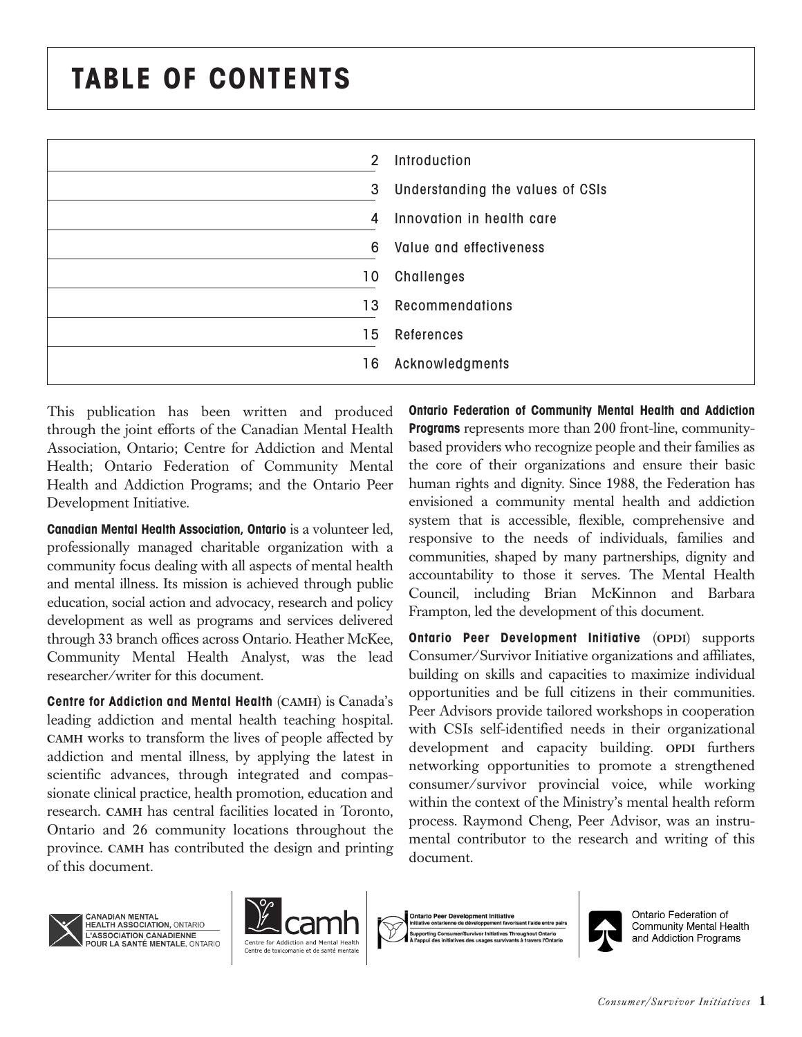# TABLE OF CONTENTS

| Page | Section |
|---|---|
| 2 | Introduction |
| 3 | Understanding the values of CSIs |
| 4 | Innovation in health care |
| 6 | Value and effectiveness |
| 10 | Challenges |
| 13 | Recommendations |
| 15 | References |
| 16 | Acknowledgments |

This publication has been written and produced through the joint efforts of the Canadian Mental Health Association, Ontario; Centre for Addiction and Mental Health; Ontario Federation of Community Mental Health and Addiction Programs; and the Ontario Peer Development Initiative.

**Canadian Mental Health Association, Ontario** is a volunteer led, professionally managed charitable organization with a community focus dealing with all aspects of mental health and mental illness. Its mission is achieved through public education, social action and advocacy, research and policy development as well as programs and services delivered through 33 branch offices across Ontario. Heather McKee, Community Mental Health Analyst, was the lead researcher/writer for this document.

**Centre for Addiction and Mental Health** (CAMH) is Canada's leading addiction and mental health teaching hospital. CAMH works to transform the lives of people affected by addiction and mental illness, by applying the latest in scientific advances, through integrated and compassionate clinical practice, health promotion, education and research. CAMH has central facilities located in Toronto, Ontario and 26 community locations throughout the province. CAMH has contributed the design and printing of this document.

**Ontario Federation of Community Mental Health and Addiction Programs** represents more than 200 front-line, community-based providers who recognize people and their families as the core of their organizations and ensure their basic human rights and dignity. Since 1988, the Federation has envisioned a community mental health and addiction system that is accessible, flexible, comprehensive and responsive to the needs of individuals, families and communities, shaped by many partnerships, dignity and accountability to those it serves. The Mental Health Council, including Brian McKinnon and Barbara Frampton, led the development of this document.

**Ontario Peer Development Initiative** (OPDI) supports Consumer/Survivor Initiative organizations and affiliates, building on skills and capacities to maximize individual opportunities and be full citizens in their communities. Peer Advisors provide tailored workshops in cooperation with CSIs self-identified needs in their organizational development and capacity building. OPDI furthers networking opportunities to promote a strengthened consumer/survivor provincial voice, while working within the context of the Ministry's mental health reform process. Raymond Cheng, Peer Advisor, was an instrumental contributor to the research and writing of this document.

CANADIAN MENTAL HEALTH ASSOCIATION, ONTARIO
L'ASSOCIATION CANADIENNE POUR LA SANTÉ MENTALE, ONTARIO

camh
Centre for Addiction and Mental Health
Centre de toxicomanie et de santé mentale

Ontario Peer Development Initiative
Initiative ontarienne de développement favorisant l'aide entre pairs
Supporting Consumer/Survivor Initiatives Throughout Ontario
À l'appui des initiatives des usagers survivants à travers l'Ontario

Ontario Federation of Community Mental Health and Addiction Programs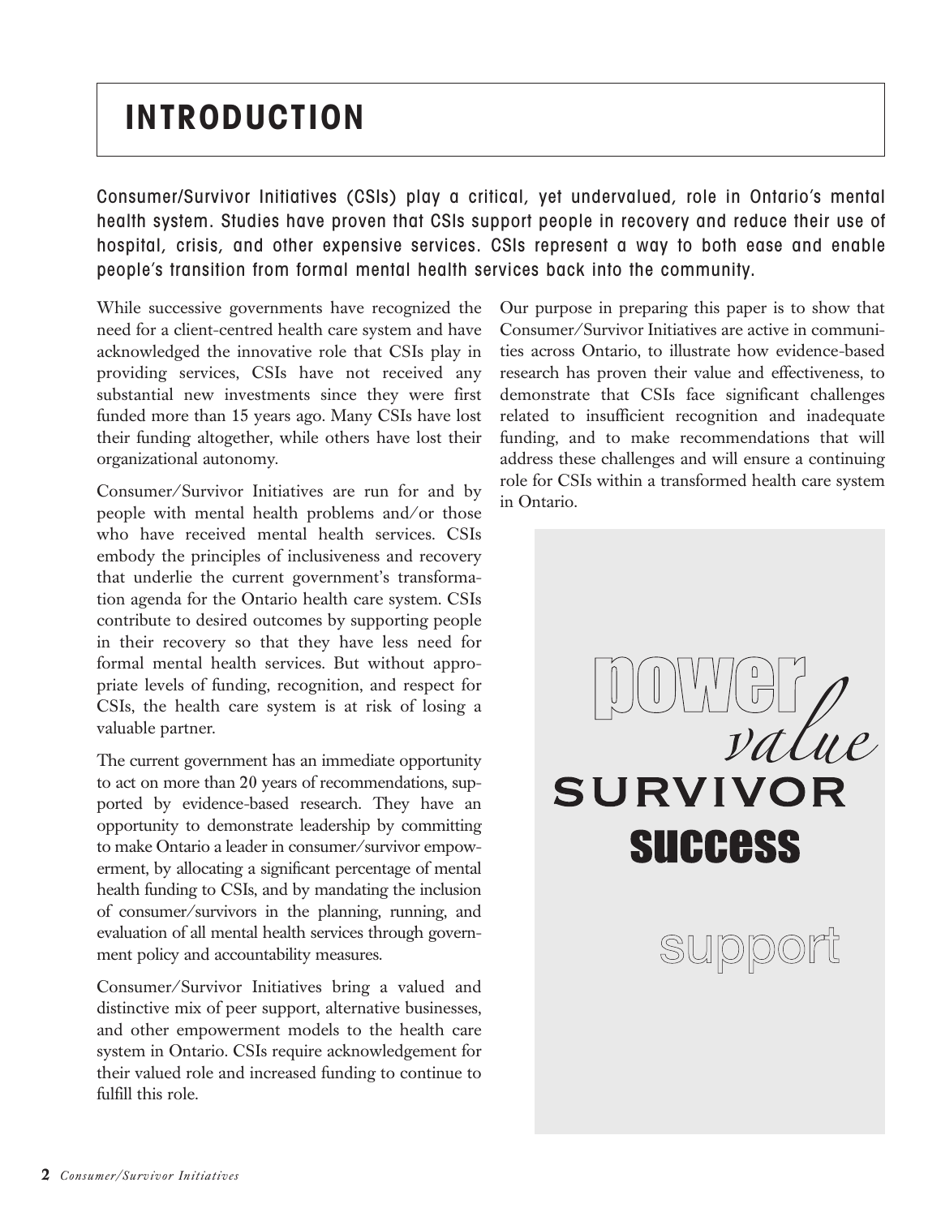# INTRODUCTION

**Consumer/Survivor Initiatives (CSIs) play a critical, yet undervalued, role in Ontario's mental health system. Studies have proven that CSIs support people in recovery and reduce their use of hospital, crisis, and other expensive services. CSIs represent a way to both ease and enable people's transition from formal mental health services back into the community.**

While successive governments have recognized the need for a client-centred health care system and have acknowledged the innovative role that CSIs play in providing services, CSIs have not received any substantial new investments since they were first funded more than 15 years ago. Many CSIs have lost their funding altogether, while others have lost their organizational autonomy.

Consumer/Survivor Initiatives are run for and by people with mental health problems and/or those who have received mental health services. CSIs embody the principles of inclusiveness and recovery that underlie the current government's transformation agenda for the Ontario health care system. CSIs contribute to desired outcomes by supporting people in their recovery so that they have less need for formal mental health services. But without appropriate levels of funding, recognition, and respect for CSIs, the health care system is at risk of losing a valuable partner.

The current government has an immediate opportunity to act on more than 20 years of recommendations, supported by evidence-based research. They have an opportunity to demonstrate leadership by committing to make Ontario a leader in consumer/survivor empowerment, by allocating a significant percentage of mental health funding to CSIs, and by mandating the inclusion of consumer/survivors in the planning, running, and evaluation of all mental health services through government policy and accountability measures.

Consumer/Survivor Initiatives bring a valued and distinctive mix of peer support, alternative businesses, and other empowerment models to the health care system in Ontario. CSIs require acknowledgement for their valued role and increased funding to continue to fulfill this role.

Our purpose in preparing this paper is to show that Consumer/Survivor Initiatives are active in communities across Ontario, to illustrate how evidence-based research has proven their value and effectiveness, to demonstrate that CSIs face significant challenges related to insufficient recognition and inadequate funding, and to make recommendations that will address these challenges and will ensure a continuing role for CSIs within a transformed health care system in Ontario.

power
*value*
SURVIVOR
**success**
support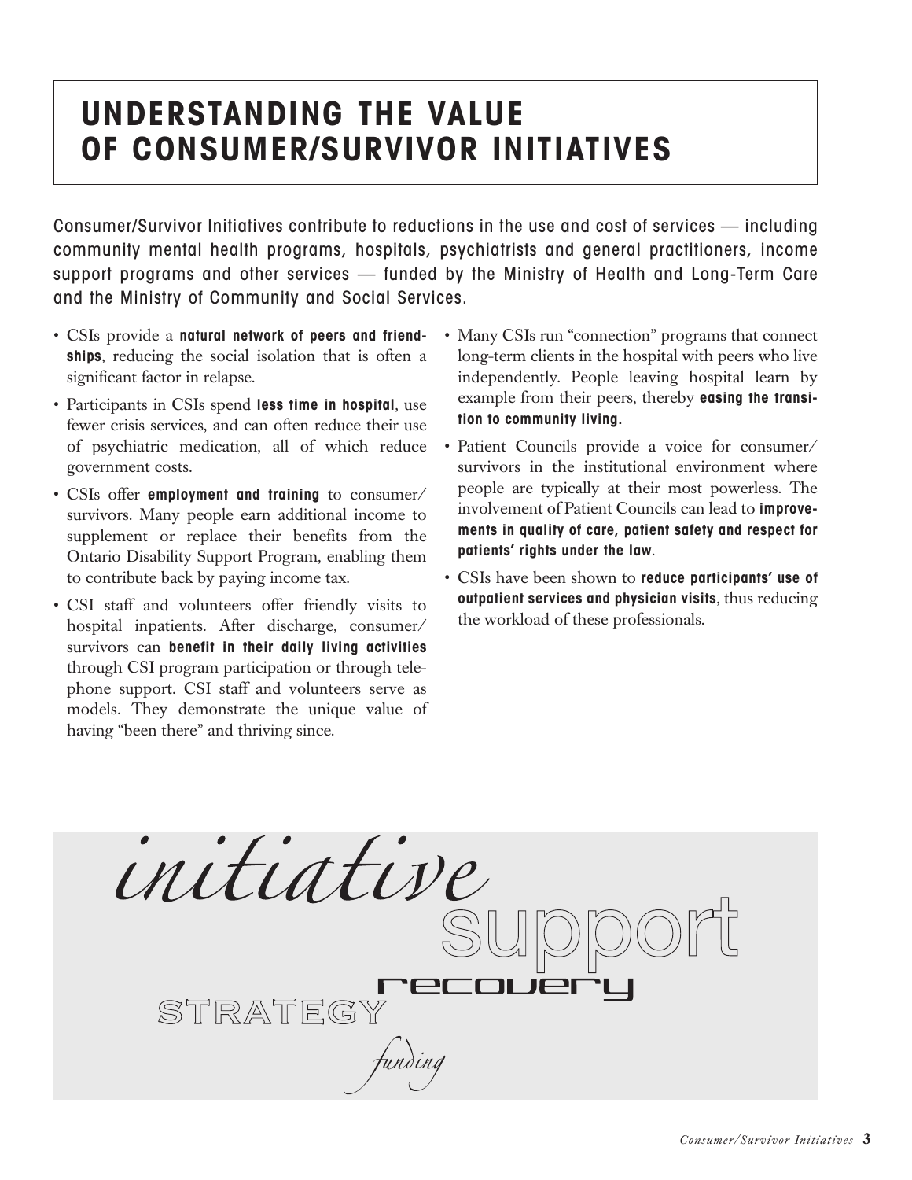# UNDERSTANDING THE VALUE OF CONSUMER/SURVIVOR INITIATIVES

Consumer/Survivor Initiatives contribute to reductions in the use and cost of services — including community mental health programs, hospitals, psychiatrists and general practitioners, income support programs and other services — funded by the Ministry of Health and Long-Term Care and the Ministry of Community and Social Services.

- CSIs provide a **natural network of peers and friendships**, reducing the social isolation that is often a significant factor in relapse.
- Participants in CSIs spend **less time in hospital**, use fewer crisis services, and can often reduce their use of psychiatric medication, all of which reduce government costs.
- CSIs offer **employment and training** to consumer/survivors. Many people earn additional income to supplement or replace their benefits from the Ontario Disability Support Program, enabling them to contribute back by paying income tax.
- CSI staff and volunteers offer friendly visits to hospital inpatients. After discharge, consumer/survivors can **benefit in their daily living activities** through CSI program participation or through telephone support. CSI staff and volunteers serve as models. They demonstrate the unique value of having "been there" and thriving since.
- Many CSIs run "connection" programs that connect long-term clients in the hospital with peers who live independently. People leaving hospital learn by example from their peers, thereby **easing the transition to community living.**
- Patient Councils provide a voice for consumer/survivors in the institutional environment where people are typically at their most powerless. The involvement of Patient Councils can lead to **improvements in quality of care, patient safety and respect for patients' rights under the law**.
- CSIs have been shown to **reduce participants' use of outpatient services and physician visits**, thus reducing the workload of these professionals.

*initiative* support recovery STRATEGY *funding*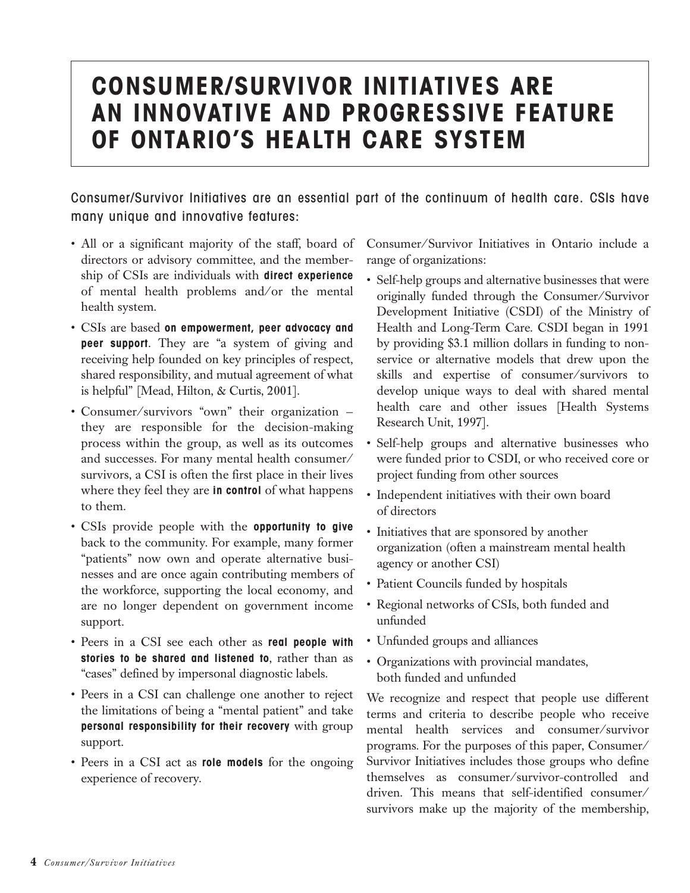# CONSUMER/SURVIVOR INITIATIVES ARE AN INNOVATIVE AND PROGRESSIVE FEATURE OF ONTARIO'S HEALTH CARE SYSTEM

Consumer/Survivor Initiatives are an essential part of the continuum of health care. CSIs have many unique and innovative features:

- All or a significant majority of the staff, board of directors or advisory committee, and the membership of CSIs are individuals with **direct experience** of mental health problems and/or the mental health system.
- CSIs are based **on empowerment, peer advocacy and peer support**. They are "a system of giving and receiving help founded on key principles of respect, shared responsibility, and mutual agreement of what is helpful" [Mead, Hilton, & Curtis, 2001].
- Consumer/survivors "own" their organization – they are responsible for the decision-making process within the group, as well as its outcomes and successes. For many mental health consumer/survivors, a CSI is often the first place in their lives where they feel they are **in control** of what happens to them.
- CSIs provide people with the **opportunity to give** back to the community. For example, many former "patients" now own and operate alternative businesses and are once again contributing members of the workforce, supporting the local economy, and are no longer dependent on government income support.
- Peers in a CSI see each other as **real people with stories to be shared and listened to**, rather than as "cases" defined by impersonal diagnostic labels.
- Peers in a CSI can challenge one another to reject the limitations of being a "mental patient" and take **personal responsibility for their recovery** with group support.
- Peers in a CSI act as **role models** for the ongoing experience of recovery.

Consumer/Survivor Initiatives in Ontario include a range of organizations:

- Self-help groups and alternative businesses that were originally funded through the Consumer/Survivor Development Initiative (CSDI) of the Ministry of Health and Long-Term Care. CSDI began in 1991 by providing $3.1 million dollars in funding to non-service or alternative models that drew upon the skills and expertise of consumer/survivors to develop unique ways to deal with shared mental health care and other issues [Health Systems Research Unit, 1997].
- Self-help groups and alternative businesses who were funded prior to CSDI, or who received core or project funding from other sources
- Independent initiatives with their own board of directors
- Initiatives that are sponsored by another organization (often a mainstream mental health agency or another CSI)
- Patient Councils funded by hospitals
- Regional networks of CSIs, both funded and unfunded
- Unfunded groups and alliances
- Organizations with provincial mandates, both funded and unfunded

We recognize and respect that people use different terms and criteria to describe people who receive mental health services and consumer/survivor programs. For the purposes of this paper, Consumer/Survivor Initiatives includes those groups who define themselves as consumer/survivor-controlled and driven. This means that self-identified consumer/survivors make up the majority of the membership,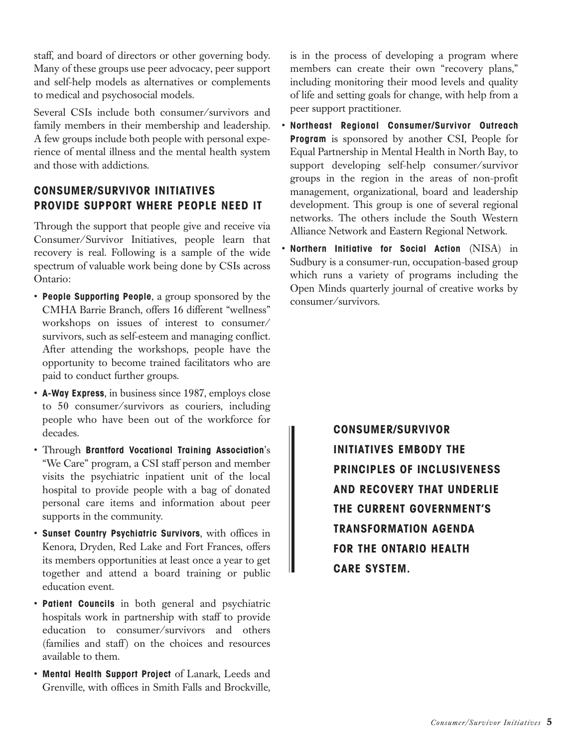staff, and board of directors or other governing body. Many of these groups use peer advocacy, peer support and self-help models as alternatives or complements to medical and psychosocial models.

Several CSIs include both consumer/survivors and family members in their membership and leadership. A few groups include both people with personal experience of mental illness and the mental health system and those with addictions.

## CONSUMER/SURVIVOR INITIATIVES PROVIDE SUPPORT WHERE PEOPLE NEED IT

Through the support that people give and receive via Consumer/Survivor Initiatives, people learn that recovery is real. Following is a sample of the wide spectrum of valuable work being done by CSIs across Ontario:

- **People Supporting People**, a group sponsored by the CMHA Barrie Branch, offers 16 different "wellness" workshops on issues of interest to consumer/survivors, such as self-esteem and managing conflict. After attending the workshops, people have the opportunity to become trained facilitators who are paid to conduct further groups.
- **A-Way Express**, in business since 1987, employs close to 50 consumer/survivors as couriers, including people who have been out of the workforce for decades.
- Through **Brantford Vocational Training Association**'s "We Care" program, a CSI staff person and member visits the psychiatric inpatient unit of the local hospital to provide people with a bag of donated personal care items and information about peer supports in the community.
- **Sunset Country Psychiatric Survivors**, with offices in Kenora, Dryden, Red Lake and Fort Frances, offers its members opportunities at least once a year to get together and attend a board training or public education event.
- **Patient Councils** in both general and psychiatric hospitals work in partnership with staff to provide education to consumer/survivors and others (families and staff) on the choices and resources available to them.
- **Mental Health Support Project** of Lanark, Leeds and Grenville, with offices in Smith Falls and Brockville, is in the process of developing a program where members can create their own "recovery plans," including monitoring their mood levels and quality of life and setting goals for change, with help from a peer support practitioner.
- **Northeast Regional Consumer/Survivor Outreach Program** is sponsored by another CSI, People for Equal Partnership in Mental Health in North Bay, to support developing self-help consumer/survivor groups in the region in the areas of non-profit management, organizational, board and leadership development. This group is one of several regional networks. The others include the South Western Alliance Network and Eastern Regional Network.
- **Northern Initiative for Social Action** (NISA) in Sudbury is a consumer-run, occupation-based group which runs a variety of programs including the Open Minds quarterly journal of creative works by consumer/survivors.

**CONSUMER/SURVIVOR INITIATIVES EMBODY THE PRINCIPLES OF INCLUSIVENESS AND RECOVERY THAT UNDERLIE THE CURRENT GOVERNMENT'S TRANSFORMATION AGENDA FOR THE ONTARIO HEALTH CARE SYSTEM.**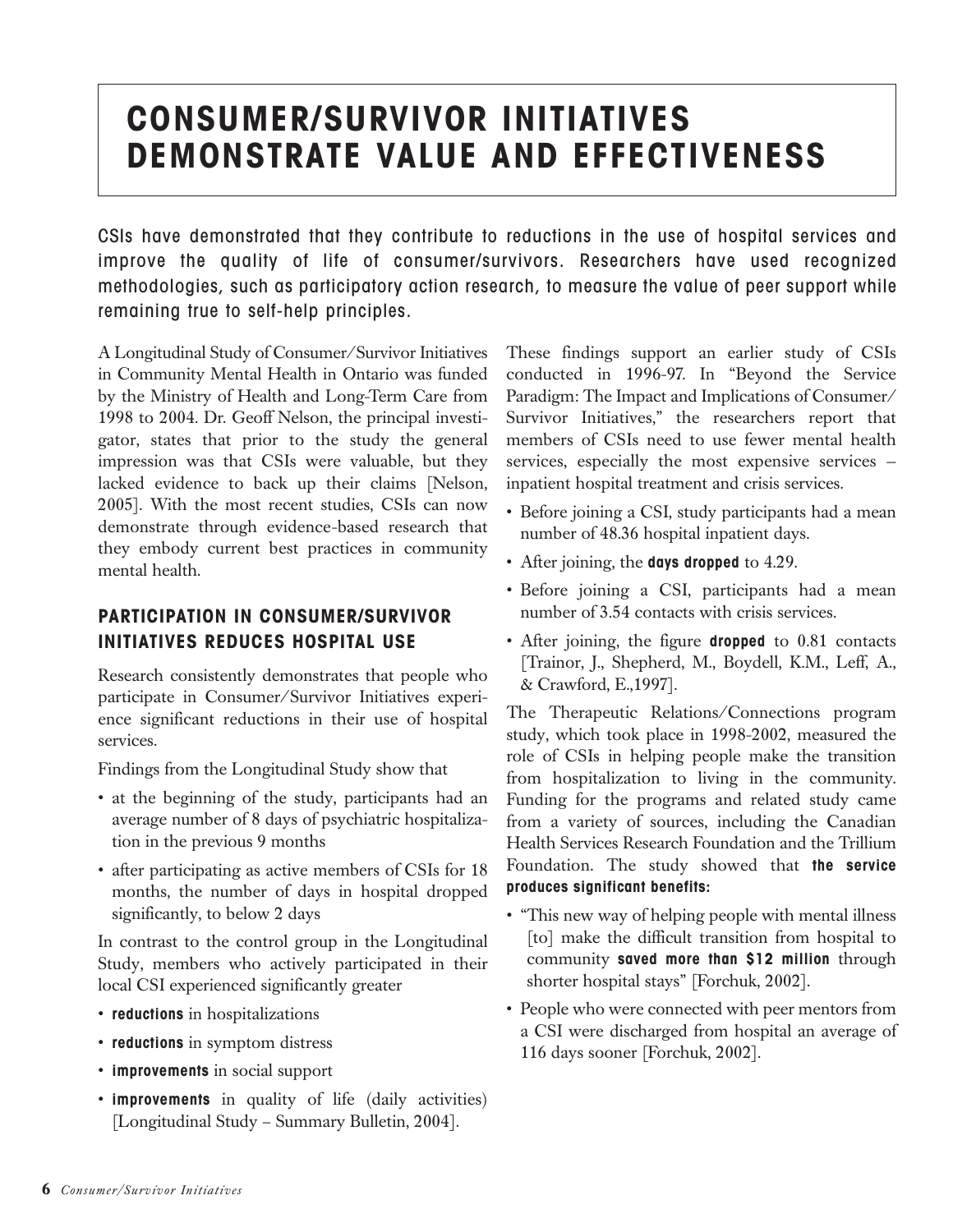# CONSUMER/SURVIVOR INITIATIVES DEMONSTRATE VALUE AND EFFECTIVENESS

CSIs have demonstrated that they contribute to reductions in the use of hospital services and improve the quality of life of consumer/survivors. Researchers have used recognized methodologies, such as participatory action research, to measure the value of peer support while remaining true to self-help principles.

A Longitudinal Study of Consumer/Survivor Initiatives in Community Mental Health in Ontario was funded by the Ministry of Health and Long-Term Care from 1998 to 2004. Dr. Geoff Nelson, the principal investigator, states that prior to the study the general impression was that CSIs were valuable, but they lacked evidence to back up their claims [Nelson, 2005]. With the most recent studies, CSIs can now demonstrate through evidence-based research that they embody current best practices in community mental health.

## PARTICIPATION IN CONSUMER/SURVIVOR INITIATIVES REDUCES HOSPITAL USE

Research consistently demonstrates that people who participate in Consumer/Survivor Initiatives experience significant reductions in their use of hospital services.

Findings from the Longitudinal Study show that

- at the beginning of the study, participants had an average number of 8 days of psychiatric hospitalization in the previous 9 months
- after participating as active members of CSIs for 18 months, the number of days in hospital dropped significantly, to below 2 days

In contrast to the control group in the Longitudinal Study, members who actively participated in their local CSI experienced significantly greater

- **reductions** in hospitalizations
- **reductions** in symptom distress
- **improvements** in social support
- **improvements** in quality of life (daily activities) [Longitudinal Study – Summary Bulletin, 2004].

These findings support an earlier study of CSIs conducted in 1996-97. In "Beyond the Service Paradigm: The Impact and Implications of Consumer/Survivor Initiatives," the researchers report that members of CSIs need to use fewer mental health services, especially the most expensive services – inpatient hospital treatment and crisis services.

- Before joining a CSI, study participants had a mean number of 48.36 hospital inpatient days.
- After joining, the **days dropped** to 4.29.
- Before joining a CSI, participants had a mean number of 3.54 contacts with crisis services.
- After joining, the figure **dropped** to 0.81 contacts [Trainor, J., Shepherd, M., Boydell, K.M., Leff, A., & Crawford, E.,1997].

The Therapeutic Relations/Connections program study, which took place in 1998-2002, measured the role of CSIs in helping people make the transition from hospitalization to living in the community. Funding for the programs and related study came from a variety of sources, including the Canadian Health Services Research Foundation and the Trillium Foundation. The study showed that **the service produces significant benefits:**

- "This new way of helping people with mental illness [to] make the difficult transition from hospital to community **saved more than $12 million** through shorter hospital stays" [Forchuk, 2002].
- People who were connected with peer mentors from a CSI were discharged from hospital an average of 116 days sooner [Forchuk, 2002].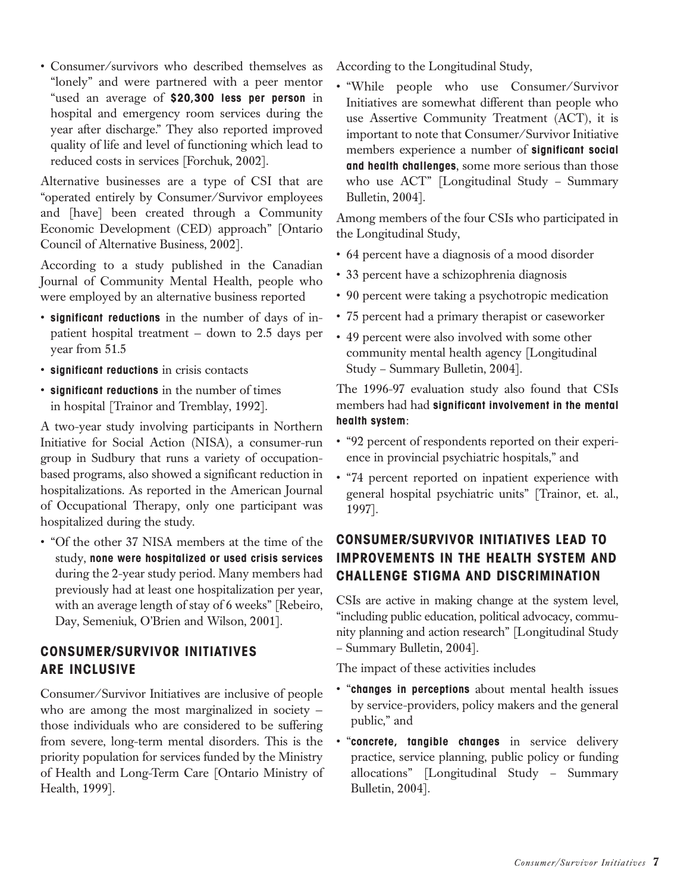- Consumer/survivors who described themselves as "lonely" and were partnered with a peer mentor "used an average of **$20,300 less per person** in hospital and emergency room services during the year after discharge." They also reported improved quality of life and level of functioning which lead to reduced costs in services [Forchuk, 2002].

Alternative businesses are a type of CSI that are "operated entirely by Consumer/Survivor employees and [have] been created through a Community Economic Development (CED) approach" [Ontario Council of Alternative Business, 2002].

According to a study published in the Canadian Journal of Community Mental Health, people who were employed by an alternative business reported

- **significant reductions** in the number of days of in-patient hospital treatment – down to 2.5 days per year from 51.5
- **significant reductions** in crisis contacts
- **significant reductions** in the number of times in hospital [Trainor and Tremblay, 1992].

A two-year study involving participants in Northern Initiative for Social Action (NISA), a consumer-run group in Sudbury that runs a variety of occupation-based programs, also showed a significant reduction in hospitalizations. As reported in the American Journal of Occupational Therapy, only one participant was hospitalized during the study.

- "Of the other 37 NISA members at the time of the study, **none were hospitalized or used crisis services** during the 2-year study period. Many members had previously had at least one hospitalization per year, with an average length of stay of 6 weeks" [Rebeiro, Day, Semeniuk, O'Brien and Wilson, 2001].

## CONSUMER/SURVIVOR INITIATIVES ARE INCLUSIVE

Consumer/Survivor Initiatives are inclusive of people who are among the most marginalized in society – those individuals who are considered to be suffering from severe, long-term mental disorders. This is the priority population for services funded by the Ministry of Health and Long-Term Care [Ontario Ministry of Health, 1999].

According to the Longitudinal Study,

- "While people who use Consumer/Survivor Initiatives are somewhat different than people who use Assertive Community Treatment (ACT), it is important to note that Consumer/Survivor Initiative members experience a number of **significant social and health challenges**, some more serious than those who use ACT" [Longitudinal Study – Summary Bulletin, 2004].

Among members of the four CSIs who participated in the Longitudinal Study,

- 64 percent have a diagnosis of a mood disorder
- 33 percent have a schizophrenia diagnosis
- 90 percent were taking a psychotropic medication
- 75 percent had a primary therapist or caseworker
- 49 percent were also involved with some other community mental health agency [Longitudinal Study – Summary Bulletin, 2004].

The 1996-97 evaluation study also found that CSIs members had had **significant involvement in the mental health system**:

- "92 percent of respondents reported on their experience in provincial psychiatric hospitals," and
- "74 percent reported on inpatient experience with general hospital psychiatric units" [Trainor, et. al., 1997].

## CONSUMER/SURVIVOR INITIATIVES LEAD TO IMPROVEMENTS IN THE HEALTH SYSTEM AND CHALLENGE STIGMA AND DISCRIMINATION

CSIs are active in making change at the system level, "including public education, political advocacy, community planning and action research" [Longitudinal Study – Summary Bulletin, 2004].

The impact of these activities includes

- "**changes in perceptions** about mental health issues by service-providers, policy makers and the general public," and
- "**concrete, tangible changes** in service delivery practice, service planning, public policy or funding allocations" [Longitudinal Study – Summary Bulletin, 2004].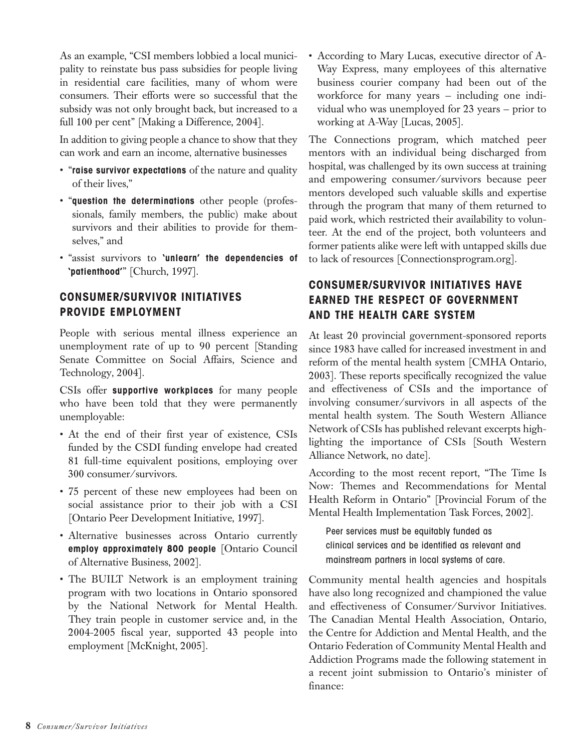As an example, "CSI members lobbied a local municipality to reinstate bus pass subsidies for people living in residential care facilities, many of whom were consumers. Their efforts were so successful that the subsidy was not only brought back, but increased to a full 100 per cent" [Making a Difference, 2004].

In addition to giving people a chance to show that they can work and earn an income, alternative businesses

- "**raise survivor expectations** of the nature and quality of their lives,"
- "**question the determinations** other people (professionals, family members, the public) make about survivors and their abilities to provide for themselves," and
- "assist survivors to **'unlearn' the dependencies of 'patienthood'**" [Church, 1997].

## CONSUMER/SURVIVOR INITIATIVES PROVIDE EMPLOYMENT

People with serious mental illness experience an unemployment rate of up to 90 percent [Standing Senate Committee on Social Affairs, Science and Technology, 2004].

CSIs offer **supportive workplaces** for many people who have been told that they were permanently unemployable:

- At the end of their first year of existence, CSIs funded by the CSDI funding envelope had created 81 full-time equivalent positions, employing over 300 consumer/survivors.
- 75 percent of these new employees had been on social assistance prior to their job with a CSI [Ontario Peer Development Initiative, 1997].
- Alternative businesses across Ontario currently **employ approximately 800 people** [Ontario Council of Alternative Business, 2002].
- The BUILT Network is an employment training program with two locations in Ontario sponsored by the National Network for Mental Health. They train people in customer service and, in the 2004-2005 fiscal year, supported 43 people into employment [McKnight, 2005].
- According to Mary Lucas, executive director of A-Way Express, many employees of this alternative business courier company had been out of the workforce for many years – including one individual who was unemployed for 23 years – prior to working at A-Way [Lucas, 2005].

The Connections program, which matched peer mentors with an individual being discharged from hospital, was challenged by its own success at training and empowering consumer/survivors because peer mentors developed such valuable skills and expertise through the program that many of them returned to paid work, which restricted their availability to volunteer. At the end of the project, both volunteers and former patients alike were left with untapped skills due to lack of resources [Connectionsprogram.org].

## CONSUMER/SURVIVOR INITIATIVES HAVE EARNED THE RESPECT OF GOVERNMENT AND THE HEALTH CARE SYSTEM

At least 20 provincial government-sponsored reports since 1983 have called for increased investment in and reform of the mental health system [CMHA Ontario, 2003]. These reports specifically recognized the value and effectiveness of CSIs and the importance of involving consumer/survivors in all aspects of the mental health system. The South Western Alliance Network of CSIs has published relevant excerpts highlighting the importance of CSIs [South Western Alliance Network, no date].

According to the most recent report, "The Time Is Now: Themes and Recommendations for Mental Health Reform in Ontario" [Provincial Forum of the Mental Health Implementation Task Forces, 2002].

> Peer services must be equitably funded as clinical services and be identified as relevant and mainstream partners in local systems of care.

Community mental health agencies and hospitals have also long recognized and championed the value and effectiveness of Consumer/Survivor Initiatives. The Canadian Mental Health Association, Ontario, the Centre for Addiction and Mental Health, and the Ontario Federation of Community Mental Health and Addiction Programs made the following statement in a recent joint submission to Ontario's minister of finance: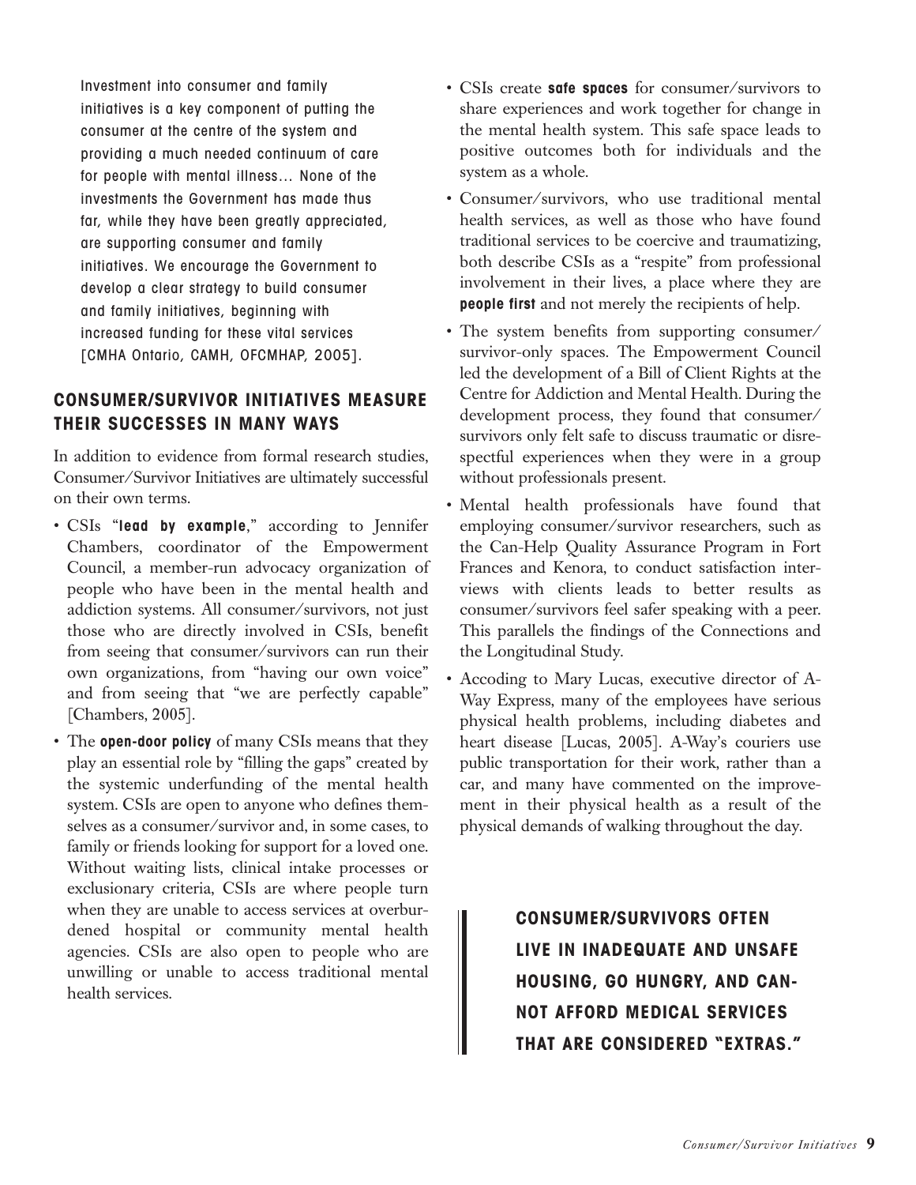Investment into consumer and family initiatives is a key component of putting the consumer at the centre of the system and providing a much needed continuum of care for people with mental illness… None of the investments the Government has made thus far, while they have been greatly appreciated, are supporting consumer and family initiatives. We encourage the Government to develop a clear strategy to build consumer and family initiatives, beginning with increased funding for these vital services [CMHA Ontario, CAMH, OFCMHAP, 2005].

## CONSUMER/SURVIVOR INITIATIVES MEASURE THEIR SUCCESSES IN MANY WAYS

In addition to evidence from formal research studies, Consumer/Survivor Initiatives are ultimately successful on their own terms.

- CSIs "**lead by example**," according to Jennifer Chambers, coordinator of the Empowerment Council, a member-run advocacy organization of people who have been in the mental health and addiction systems. All consumer/survivors, not just those who are directly involved in CSIs, benefit from seeing that consumer/survivors can run their own organizations, from "having our own voice" and from seeing that "we are perfectly capable" [Chambers, 2005].
- The **open-door policy** of many CSIs means that they play an essential role by "filling the gaps" created by the systemic underfunding of the mental health system. CSIs are open to anyone who defines themselves as a consumer/survivor and, in some cases, to family or friends looking for support for a loved one. Without waiting lists, clinical intake processes or exclusionary criteria, CSIs are where people turn when they are unable to access services at overburdened hospital or community mental health agencies. CSIs are also open to people who are unwilling or unable to access traditional mental health services.
- CSIs create **safe spaces** for consumer/survivors to share experiences and work together for change in the mental health system. This safe space leads to positive outcomes both for individuals and the system as a whole.
- Consumer/survivors, who use traditional mental health services, as well as those who have found traditional services to be coercive and traumatizing, both describe CSIs as a "respite" from professional involvement in their lives, a place where they are **people first** and not merely the recipients of help.
- The system benefits from supporting consumer/survivor-only spaces. The Empowerment Council led the development of a Bill of Client Rights at the Centre for Addiction and Mental Health. During the development process, they found that consumer/survivors only felt safe to discuss traumatic or disrespectful experiences when they were in a group without professionals present.
- Mental health professionals have found that employing consumer/survivor researchers, such as the Can-Help Quality Assurance Program in Fort Frances and Kenora, to conduct satisfaction interviews with clients leads to better results as consumer/survivors feel safer speaking with a peer. This parallels the findings of the Connections and the Longitudinal Study.
- Accoding to Mary Lucas, executive director of A-Way Express, many of the employees have serious physical health problems, including diabetes and heart disease [Lucas, 2005]. A-Way's couriers use public transportation for their work, rather than a car, and many have commented on the improvement in their physical health as a result of the physical demands of walking throughout the day.

**CONSUMER/SURVIVORS OFTEN LIVE IN INADEQUATE AND UNSAFE HOUSING, GO HUNGRY, AND CANNOT AFFORD MEDICAL SERVICES THAT ARE CONSIDERED "EXTRAS."**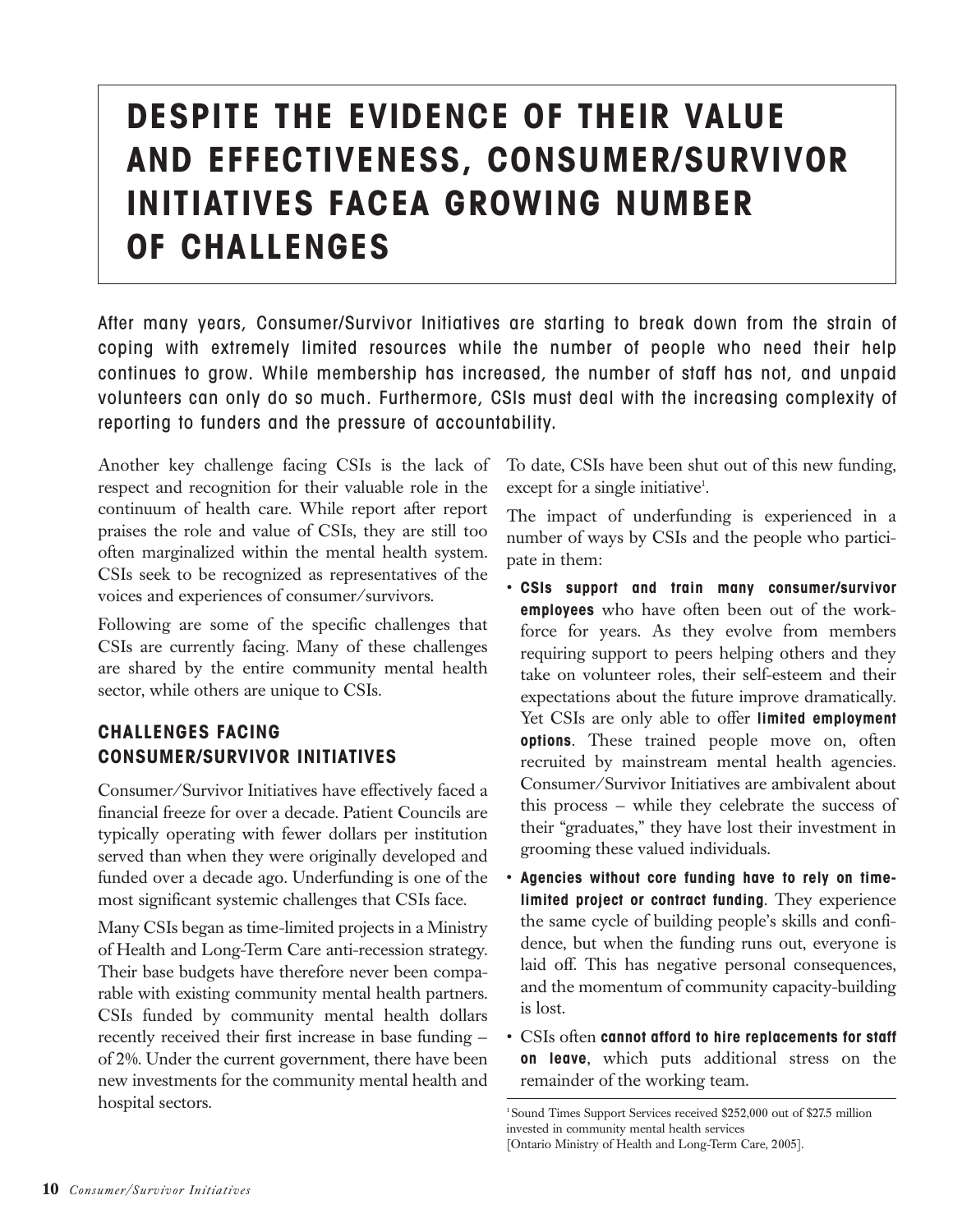# DESPITE THE EVIDENCE OF THEIR VALUE AND EFFECTIVENESS, CONSUMER/SURVIVOR INITIATIVES FACEA GROWING NUMBER OF CHALLENGES

After many years, Consumer/Survivor Initiatives are starting to break down from the strain of coping with extremely limited resources while the number of people who need their help continues to grow. While membership has increased, the number of staff has not, and unpaid volunteers can only do so much. Furthermore, CSIs must deal with the increasing complexity of reporting to funders and the pressure of accountability.

Another key challenge facing CSIs is the lack of respect and recognition for their valuable role in the continuum of health care. While report after report praises the role and value of CSIs, they are still too often marginalized within the mental health system. CSIs seek to be recognized as representatives of the voices and experiences of consumer/survivors.

Following are some of the specific challenges that CSIs are currently facing. Many of these challenges are shared by the entire community mental health sector, while others are unique to CSIs.

## CHALLENGES FACING CONSUMER/SURVIVOR INITIATIVES

Consumer/Survivor Initiatives have effectively faced a financial freeze for over a decade. Patient Councils are typically operating with fewer dollars per institution served than when they were originally developed and funded over a decade ago. Underfunding is one of the most significant systemic challenges that CSIs face.

Many CSIs began as time-limited projects in a Ministry of Health and Long-Term Care anti-recession strategy. Their base budgets have therefore never been comparable with existing community mental health partners. CSIs funded by community mental health dollars recently received their first increase in base funding – of 2%. Under the current government, there have been new investments for the community mental health and hospital sectors. To date, CSIs have been shut out of this new funding, except for a single initiative[1].

The impact of underfunding is experienced in a number of ways by CSIs and the people who participate in them:

- **CSIs support and train many consumer/survivor employees** who have often been out of the workforce for years. As they evolve from members requiring support to peers helping others and they take on volunteer roles, their self-esteem and their expectations about the future improve dramatically. Yet CSIs are only able to offer **limited employment options**. These trained people move on, often recruited by mainstream mental health agencies. Consumer/Survivor Initiatives are ambivalent about this process – while they celebrate the success of their "graduates," they have lost their investment in grooming these valued individuals.
- **Agencies without core funding have to rely on time-limited project or contract funding**. They experience the same cycle of building people's skills and confidence, but when the funding runs out, everyone is laid off. This has negative personal consequences, and the momentum of community capacity-building is lost.
- CSIs often **cannot afford to hire replacements for staff on leave**, which puts additional stress on the remainder of the working team.

[1] Sound Times Support Services received $252,000 out of $27.5 million invested in community mental health services [Ontario Ministry of Health and Long-Term Care, 2005].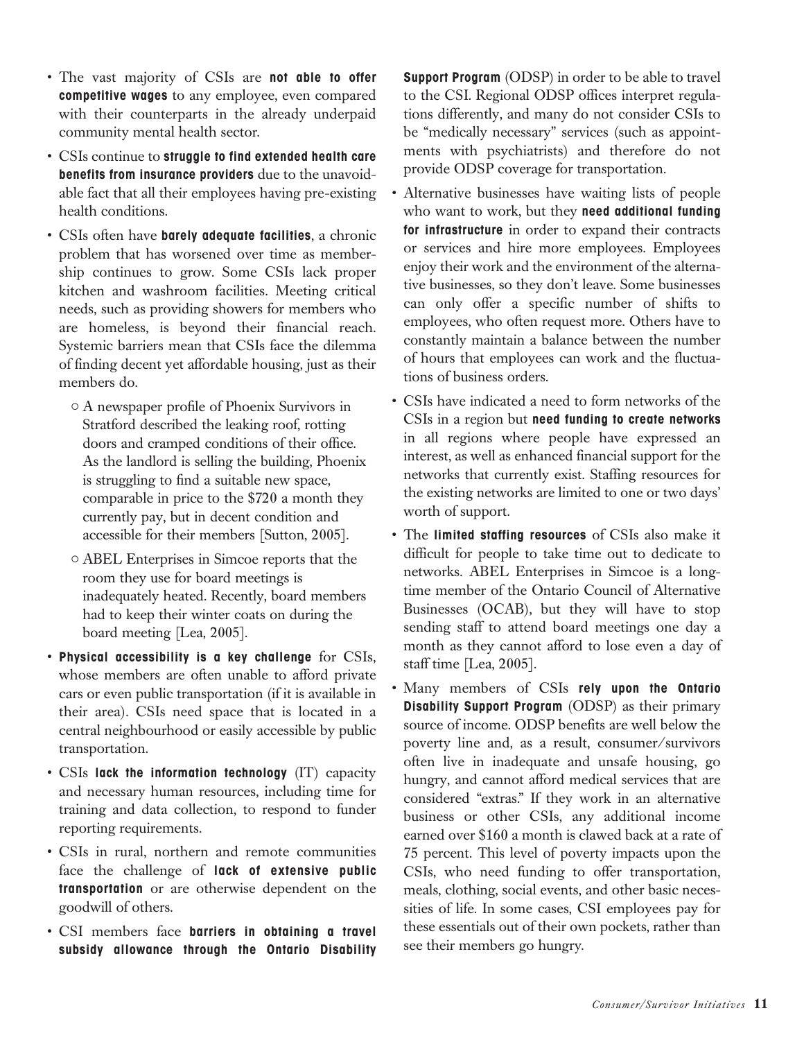- The vast majority of CSIs are **not able to offer competitive wages** to any employee, even compared with their counterparts in the already underpaid community mental health sector.
- CSIs continue to **struggle to find extended health care benefits from insurance providers** due to the unavoidable fact that all their employees having pre-existing health conditions.
- CSIs often have **barely adequate facilities**, a chronic problem that has worsened over time as membership continues to grow. Some CSIs lack proper kitchen and washroom facilities. Meeting critical needs, such as providing showers for members who are homeless, is beyond their financial reach. Systemic barriers mean that CSIs face the dilemma of finding decent yet affordable housing, just as their members do.
    - A newspaper profile of Phoenix Survivors in Stratford described the leaking roof, rotting doors and cramped conditions of their office. As the landlord is selling the building, Phoenix is struggling to find a suitable new space, comparable in price to the $720 a month they currently pay, but in decent condition and accessible for their members [Sutton, 2005].
    - ABEL Enterprises in Simcoe reports that the room they use for board meetings is inadequately heated. Recently, board members had to keep their winter coats on during the board meeting [Lea, 2005].
- **Physical accessibility is a key challenge** for CSIs, whose members are often unable to afford private cars or even public transportation (if it is available in their area). CSIs need space that is located in a central neighbourhood or easily accessible by public transportation.
- CSIs **lack the information technology** (IT) capacity and necessary human resources, including time for training and data collection, to respond to funder reporting requirements.
- CSIs in rural, northern and remote communities face the challenge of **lack of extensive public transportation** or are otherwise dependent on the goodwill of others.
- CSI members face **barriers in obtaining a travel subsidy allowance through the Ontario Disability Support Program** (ODSP) in order to be able to travel to the CSI. Regional ODSP offices interpret regulations differently, and many do not consider CSIs to be "medically necessary" services (such as appointments with psychiatrists) and therefore do not provide ODSP coverage for transportation.
- Alternative businesses have waiting lists of people who want to work, but they **need additional funding for infrastructure** in order to expand their contracts or services and hire more employees. Employees enjoy their work and the environment of the alternative businesses, so they don't leave. Some businesses can only offer a specific number of shifts to employees, who often request more. Others have to constantly maintain a balance between the number of hours that employees can work and the fluctuations of business orders.
- CSIs have indicated a need to form networks of the CSIs in a region but **need funding to create networks** in all regions where people have expressed an interest, as well as enhanced financial support for the networks that currently exist. Staffing resources for the existing networks are limited to one or two days' worth of support.
- The **limited staffing resources** of CSIs also make it difficult for people to take time out to dedicate to networks. ABEL Enterprises in Simcoe is a long-time member of the Ontario Council of Alternative Businesses (OCAB), but they will have to stop sending staff to attend board meetings one day a month as they cannot afford to lose even a day of staff time [Lea, 2005].
- Many members of CSIs **rely upon the Ontario Disability Support Program** (ODSP) as their primary source of income. ODSP benefits are well below the poverty line and, as a result, consumer/survivors often live in inadequate and unsafe housing, go hungry, and cannot afford medical services that are considered "extras." If they work in an alternative business or other CSIs, any additional income earned over $160 a month is clawed back at a rate of 75 percent. This level of poverty impacts upon the CSIs, who need funding to offer transportation, meals, clothing, social events, and other basic necessities of life. In some cases, CSI employees pay for these essentials out of their own pockets, rather than see their members go hungry.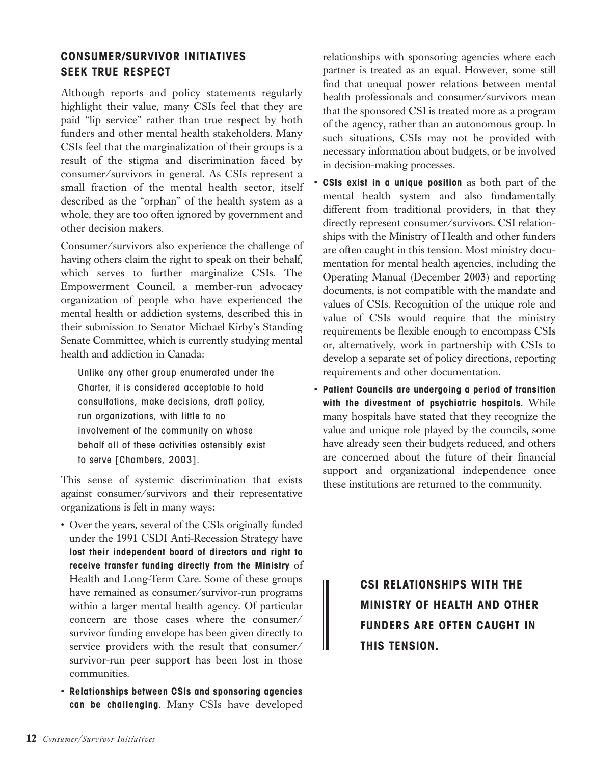## CONSUMER/SURVIVOR INITIATIVES SEEK TRUE RESPECT

Although reports and policy statements regularly highlight their value, many CSIs feel that they are paid "lip service" rather than true respect by both funders and other mental health stakeholders. Many CSIs feel that the marginalization of their groups is a result of the stigma and discrimination faced by consumer/survivors in general. As CSIs represent a small fraction of the mental health sector, itself described as the "orphan" of the health system as a whole, they are too often ignored by government and other decision makers.

Consumer/survivors also experience the challenge of having others claim the right to speak on their behalf, which serves to further marginalize CSIs. The Empowerment Council, a member-run advocacy organization of people who have experienced the mental health or addiction systems, described this in their submission to Senator Michael Kirby's Standing Senate Committee, which is currently studying mental health and addiction in Canada:

> Unlike any other group enumerated under the Charter, it is considered acceptable to hold consultations, make decisions, draft policy, run organizations, with little to no involvement of the community on whose behalf all of these activities ostensibly exist to serve [Chambers, 2003].

This sense of systemic discrimination that exists against consumer/survivors and their representative organizations is felt in many ways:

- Over the years, several of the CSIs originally funded under the 1991 CSDI Anti-Recession Strategy have **lost their independent board of directors and right to receive transfer funding directly from the Ministry** of Health and Long-Term Care. Some of these groups have remained as consumer/survivor-run programs within a larger mental health agency. Of particular concern are those cases where the consumer/survivor funding envelope has been given directly to service providers with the result that consumer/survivor-run peer support has been lost in those communities.
- **Relationships between CSIs and sponsoring agencies can be challenging**. Many CSIs have developed relationships with sponsoring agencies where each partner is treated as an equal. However, some still find that unequal power relations between mental health professionals and consumer/survivors mean that the sponsored CSI is treated more as a program of the agency, rather than an autonomous group. In such situations, CSIs may not be provided with necessary information about budgets, or be involved in decision-making processes.
- **CSIs exist in a unique position** as both part of the mental health system and also fundamentally different from traditional providers, in that they directly represent consumer/survivors. CSI relationships with the Ministry of Health and other funders are often caught in this tension. Most ministry documentation for mental health agencies, including the Operating Manual (December 2003) and reporting documents, is not compatible with the mandate and values of CSIs. Recognition of the unique role and value of CSIs would require that the ministry requirements be flexible enough to encompass CSIs or, alternatively, work in partnership with CSIs to develop a separate set of policy directions, reporting requirements and other documentation.
- **Patient Councils are undergoing a period of transition with the divestment of psychiatric hospitals**. While many hospitals have stated that they recognize the value and unique role played by the councils, some have already seen their budgets reduced, and others are concerned about the future of their financial support and organizational independence once these institutions are returned to the community.

> **CSI RELATIONSHIPS WITH THE MINISTRY OF HEALTH AND OTHER FUNDERS ARE OFTEN CAUGHT IN THIS TENSION.**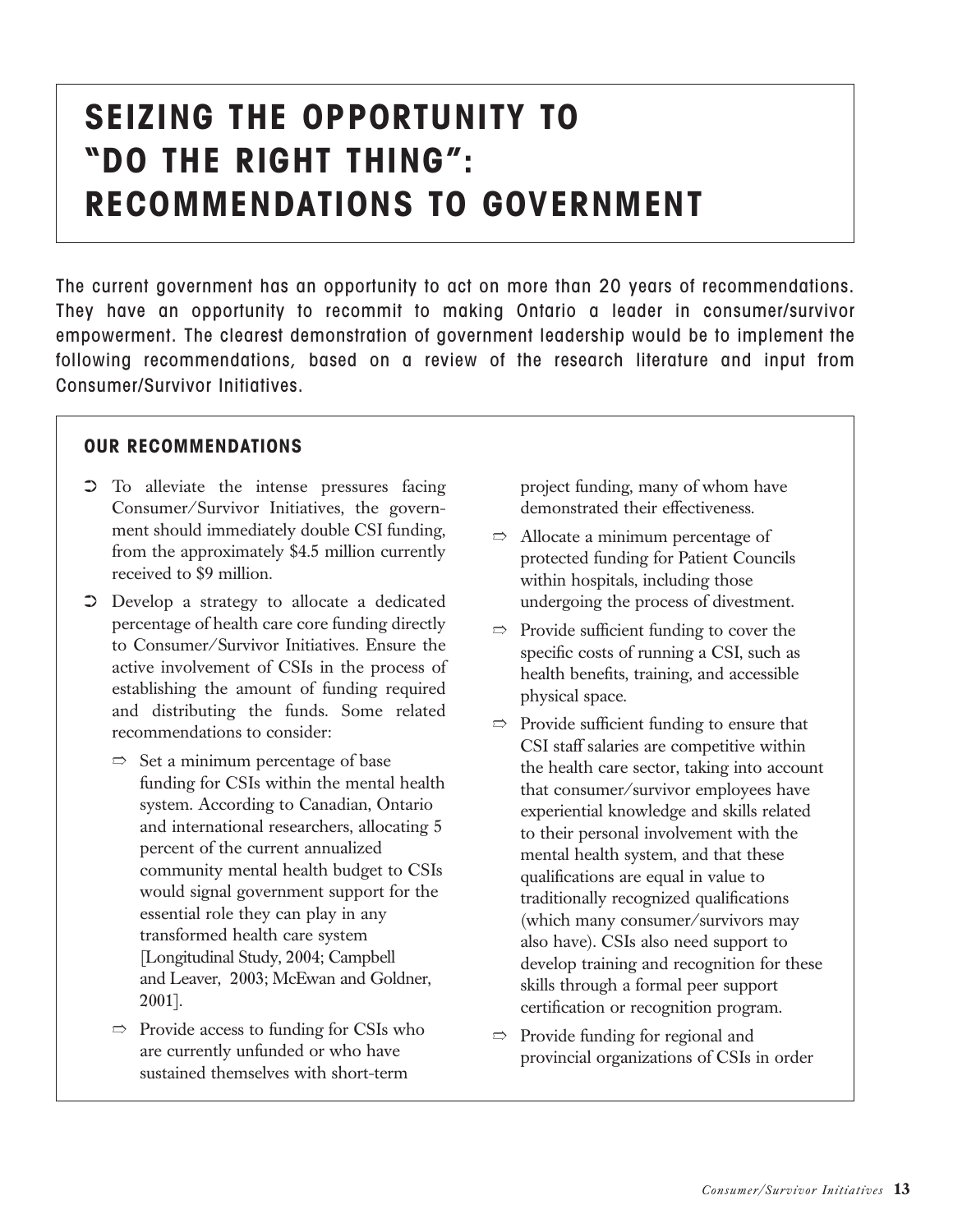# SEIZING THE OPPORTUNITY TO "DO THE RIGHT THING": RECOMMENDATIONS TO GOVERNMENT

The current government has an opportunity to act on more than 20 years of recommendations. They have an opportunity to recommit to making Ontario a leader in consumer/survivor empowerment. The clearest demonstration of government leadership would be to implement the following recommendations, based on a review of the research literature and input from Consumer/Survivor Initiatives.

## OUR RECOMMENDATIONS

- To alleviate the intense pressures facing Consumer/Survivor Initiatives, the government should immediately double CSI funding, from the approximately $4.5 million currently received to $9 million.
- Develop a strategy to allocate a dedicated percentage of health care core funding directly to Consumer/Survivor Initiatives. Ensure the active involvement of CSIs in the process of establishing the amount of funding required and distributing the funds. Some related recommendations to consider:
  - Set a minimum percentage of base funding for CSIs within the mental health system. According to Canadian, Ontario and international researchers, allocating 5 percent of the current annualized community mental health budget to CSIs would signal government support for the essential role they can play in any transformed health care system [Longitudinal Study, 2004; Campbell and Leaver, 2003; McEwan and Goldner, 2001].
  - Provide access to funding for CSIs who are currently unfunded or who have sustained themselves with short-term project funding, many of whom have demonstrated their effectiveness.
  - Allocate a minimum percentage of protected funding for Patient Councils within hospitals, including those undergoing the process of divestment.
  - Provide sufficient funding to cover the specific costs of running a CSI, such as health benefits, training, and accessible physical space.
  - Provide sufficient funding to ensure that CSI staff salaries are competitive within the health care sector, taking into account that consumer/survivor employees have experiential knowledge and skills related to their personal involvement with the mental health system, and that these qualifications are equal in value to traditionally recognized qualifications (which many consumer/survivors may also have). CSIs also need support to develop training and recognition for these skills through a formal peer support certification or recognition program.
  - Provide funding for regional and provincial organizations of CSIs in order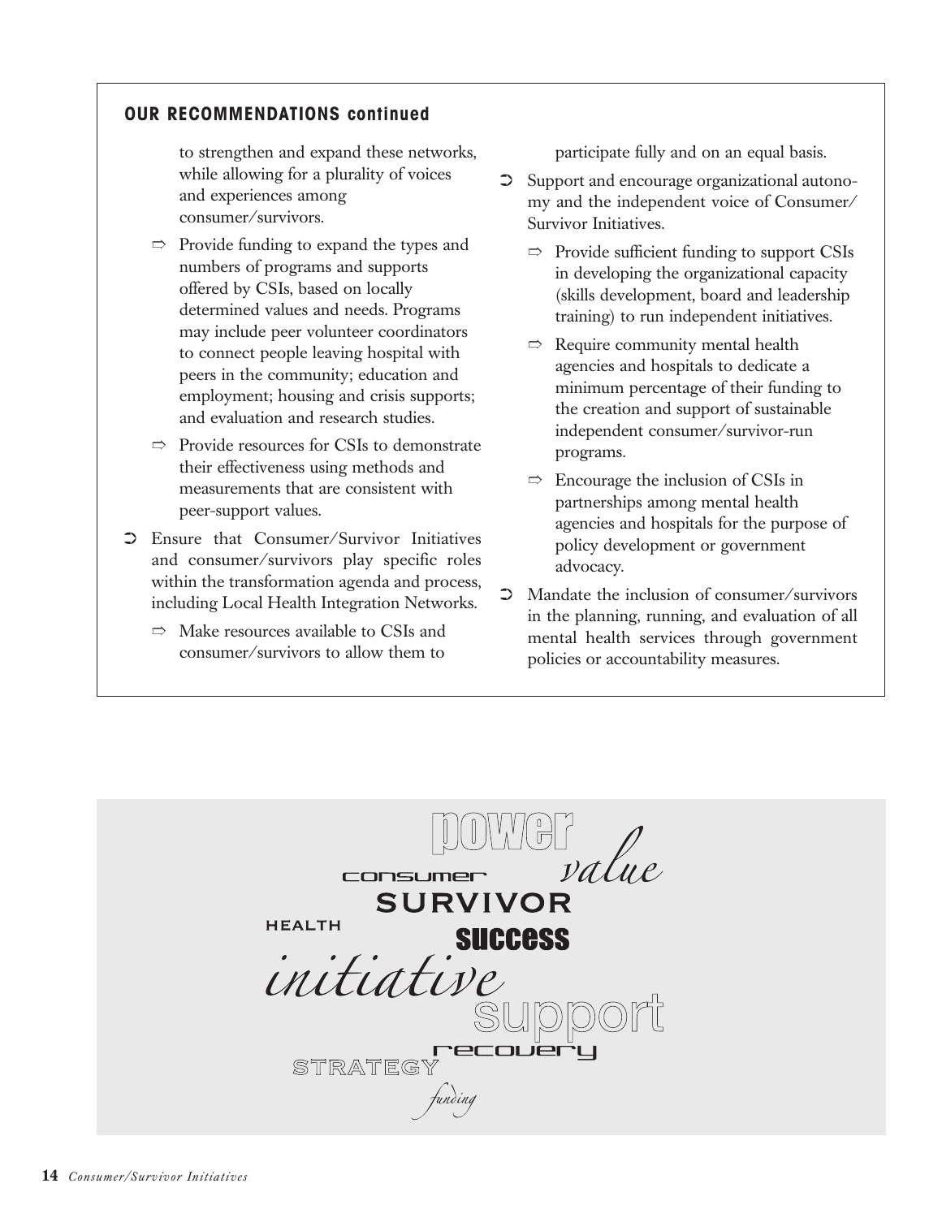**OUR RECOMMENDATIONS continued**

to strengthen and expand these networks, while allowing for a plurality of voices and experiences among consumer/survivors.

- ⇨ Provide funding to expand the types and numbers of programs and supports offered by CSIs, based on locally determined values and needs. Programs may include peer volunteer coordinators to connect people leaving hospital with peers in the community; education and employment; housing and crisis supports; and evaluation and research studies.
- ⇨ Provide resources for CSIs to demonstrate their effectiveness using methods and measurements that are consistent with peer-support values.

➲ Ensure that Consumer/Survivor Initiatives and consumer/survivors play specific roles within the transformation agenda and process, including Local Health Integration Networks.

- ⇨ Make resources available to CSIs and consumer/survivors to allow them to participate fully and on an equal basis.

➲ Support and encourage organizational autonomy and the independent voice of Consumer/Survivor Initiatives.

- ⇨ Provide sufficient funding to support CSIs in developing the organizational capacity (skills development, board and leadership training) to run independent initiatives.
- ⇨ Require community mental health agencies and hospitals to dedicate a minimum percentage of their funding to the creation and support of sustainable independent consumer/survivor-run programs.
- ⇨ Encourage the inclusion of CSIs in partnerships among mental health agencies and hospitals for the purpose of policy development or government advocacy.

➲ Mandate the inclusion of consumer/survivors in the planning, running, and evaluation of all mental health services through government policies or accountability measures.

power *value* consumer **SURVIVOR** HEALTH **success** *initiative* support recovery STRATEGY *funding*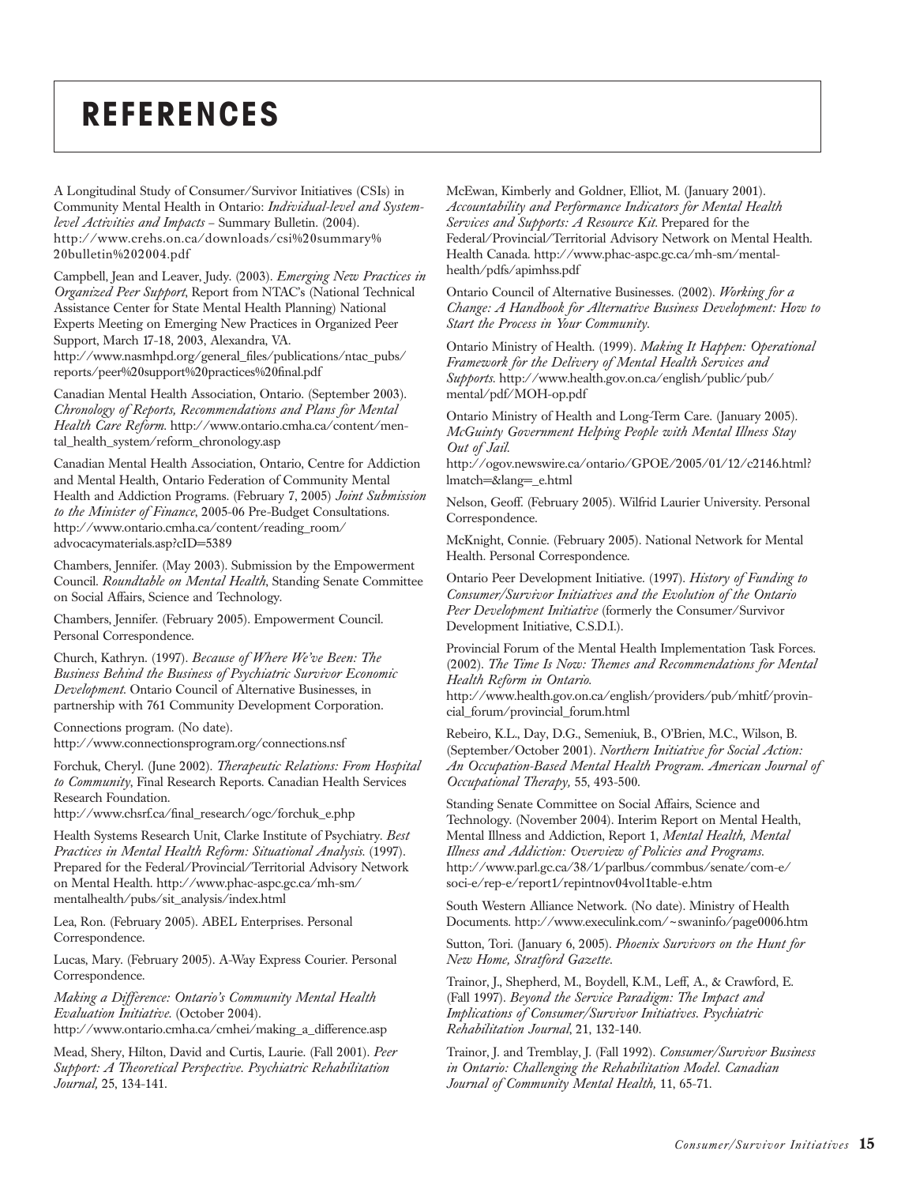# REFERENCES

A Longitudinal Study of Consumer/Survivor Initiatives (CSIs) in Community Mental Health in Ontario: *Individual-level and System-level Activities and Impacts* – Summary Bulletin. (2004). http://www.crehs.on.ca/downloads/csi%20summary%20bulletin%202004.pdf

Campbell, Jean and Leaver, Judy. (2003). *Emerging New Practices in Organized Peer Support*, Report from NTAC's (National Technical Assistance Center for State Mental Health Planning) National Experts Meeting on Emerging New Practices in Organized Peer Support, March 17-18, 2003, Alexandra, VA. http://www.nasmhpd.org/general_files/publications/ntac_pubs/reports/peer%20support%20practices%20final.pdf

Canadian Mental Health Association, Ontario. (September 2003). *Chronology of Reports, Recommendations and Plans for Mental Health Care Reform*. http://www.ontario.cmha.ca/content/mental_health_system/reform_chronology.asp

Canadian Mental Health Association, Ontario, Centre for Addiction and Mental Health, Ontario Federation of Community Mental Health and Addiction Programs. (February 7, 2005) *Joint Submission to the Minister of Finance*, 2005-06 Pre-Budget Consultations. http://www.ontario.cmha.ca/content/reading_room/advocacymaterials.asp?cID=5389

Chambers, Jennifer. (May 2003). Submission by the Empowerment Council. *Roundtable on Mental Health*, Standing Senate Committee on Social Affairs, Science and Technology.

Chambers, Jennifer. (February 2005). Empowerment Council. Personal Correspondence.

Church, Kathryn. (1997). *Because of Where We've Been: The Business Behind the Business of Psychiatric Survivor Economic Development*. Ontario Council of Alternative Businesses, in partnership with 761 Community Development Corporation.

Connections program. (No date). http://www.connectionsprogram.org/connections.nsf

Forchuk, Cheryl. (June 2002). *Therapeutic Relations: From Hospital to Community*, Final Research Reports. Canadian Health Services Research Foundation. http://www.chsrf.ca/final_research/ogc/forchuk_e.php

Health Systems Research Unit, Clarke Institute of Psychiatry. *Best Practices in Mental Health Reform: Situational Analysis*. (1997). Prepared for the Federal/Provincial/Territorial Advisory Network on Mental Health. http://www.phac-aspc.gc.ca/mh-sm/mentalhealth/pubs/sit_analysis/index.html

Lea, Ron. (February 2005). ABEL Enterprises. Personal Correspondence.

Lucas, Mary. (February 2005). A-Way Express Courier. Personal Correspondence.

*Making a Difference: Ontario's Community Mental Health Evaluation Initiative*. (October 2004). http://www.ontario.cmha.ca/cmhei/making_a_difference.asp

Mead, Shery, Hilton, David and Curtis, Laurie. (Fall 2001). *Peer Support: A Theoretical Perspective. Psychiatric Rehabilitation Journal,* 25, 134-141.

McEwan, Kimberly and Goldner, Elliot, M. (January 2001). *Accountability and Performance Indicators for Mental Health Services and Supports: A Resource Kit*. Prepared for the Federal/Provincial/Territorial Advisory Network on Mental Health. Health Canada. http://www.phac-aspc.gc.ca/mh-sm/mental-health/pdfs/apimhss.pdf

Ontario Council of Alternative Businesses. (2002). *Working for a Change: A Handbook for Alternative Business Development: How to Start the Process in Your Community*.

Ontario Ministry of Health. (1999). *Making It Happen: Operational Framework for the Delivery of Mental Health Services and Supports*. http://www.health.gov.on.ca/english/public/pub/mental/pdf/MOH-op.pdf

Ontario Ministry of Health and Long-Term Care. (January 2005). *McGuinty Government Helping People with Mental Illness Stay Out of Jail*. http://ogov.newswire.ca/ontario/GPOE/2005/01/12/c2146.html?lmatch=&lang=_e.html

Nelson, Geoff. (February 2005). Wilfrid Laurier University. Personal Correspondence.

McKnight, Connie. (February 2005). National Network for Mental Health. Personal Correspondence.

Ontario Peer Development Initiative. (1997). *History of Funding to Consumer/Survivor Initiatives and the Evolution of the Ontario Peer Development Initiative* (formerly the Consumer/Survivor Development Initiative, C.S.D.I.).

Provincial Forum of the Mental Health Implementation Task Forces. (2002). *The Time Is Now: Themes and Recommendations for Mental Health Reform in Ontario*. http://www.health.gov.on.ca/english/providers/pub/mhitf/provincial_forum/provincial_forum.html

Rebeiro, K.L., Day, D.G., Semeniuk, B., O'Brien, M.C., Wilson, B. (September/October 2001). *Northern Initiative for Social Action: An Occupation-Based Mental Health Program. American Journal of Occupational Therapy,* 55, 493-500.

Standing Senate Committee on Social Affairs, Science and Technology. (November 2004). Interim Report on Mental Health, Mental Illness and Addiction, Report 1, *Mental Health, Mental Illness and Addiction: Overview of Policies and Programs*. http://www.parl.gc.ca/38/1/parlbus/commbus/senate/com-e/soci-e/rep-e/report1/repintnov04vol1table-e.htm

South Western Alliance Network. (No date). Ministry of Health Documents. http://www.execulink.com/~swaninfo/page0006.htm

Sutton, Tori. (January 6, 2005). *Phoenix Survivors on the Hunt for New Home, Stratford Gazette*.

Trainor, J., Shepherd, M., Boydell, K.M., Leff, A., & Crawford, E. (Fall 1997). *Beyond the Service Paradigm: The Impact and Implications of Consumer/Survivor Initiatives. Psychiatric Rehabilitation Journal*, 21, 132-140.

Trainor, J. and Tremblay, J. (Fall 1992). *Consumer/Survivor Business in Ontario: Challenging the Rehabilitation Model. Canadian Journal of Community Mental Health,* 11, 65-71.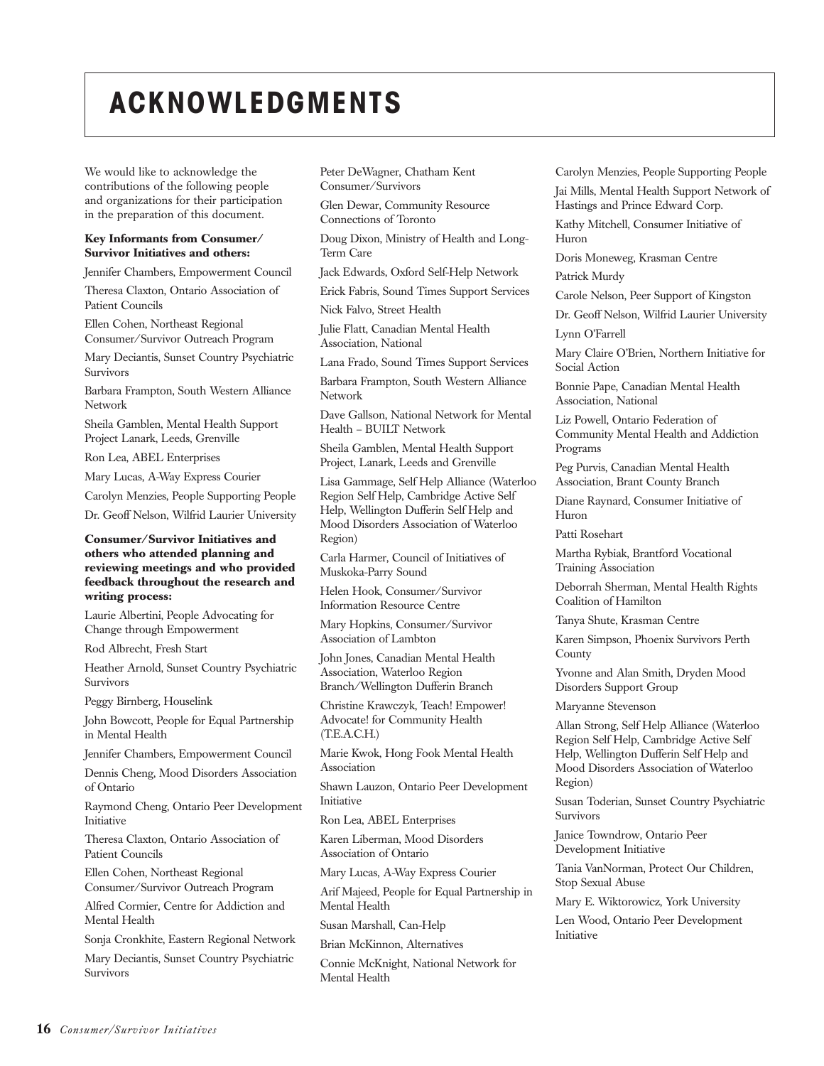# ACKNOWLEDGMENTS

We would like to acknowledge the contributions of the following people and organizations for their participation in the preparation of this document.

**Key Informants from Consumer/Survivor Initiatives and others:**

Jennifer Chambers, Empowerment Council

Theresa Claxton, Ontario Association of Patient Councils

Ellen Cohen, Northeast Regional Consumer/Survivor Outreach Program

Mary Deciantis, Sunset Country Psychiatric Survivors

Barbara Frampton, South Western Alliance Network

Sheila Gamblen, Mental Health Support Project Lanark, Leeds, Grenville

Ron Lea, ABEL Enterprises

Mary Lucas, A-Way Express Courier

Carolyn Menzies, People Supporting People

Dr. Geoff Nelson, Wilfrid Laurier University

**Consumer/Survivor Initiatives and others who attended planning and reviewing meetings and who provided feedback throughout the research and writing process:**

Laurie Albertini, People Advocating for Change through Empowerment

Rod Albrecht, Fresh Start

Heather Arnold, Sunset Country Psychiatric Survivors

Peggy Birnberg, Houselink

John Bowcott, People for Equal Partnership in Mental Health

Jennifer Chambers, Empowerment Council

Dennis Cheng, Mood Disorders Association of Ontario

Raymond Cheng, Ontario Peer Development Initiative

Theresa Claxton, Ontario Association of Patient Councils

Ellen Cohen, Northeast Regional Consumer/Survivor Outreach Program

Alfred Cormier, Centre for Addiction and Mental Health

Sonja Cronkhite, Eastern Regional Network

Mary Deciantis, Sunset Country Psychiatric Survivors

Peter DeWagner, Chatham Kent Consumer/Survivors

Glen Dewar, Community Resource Connections of Toronto

Doug Dixon, Ministry of Health and Long-Term Care

Jack Edwards, Oxford Self-Help Network

Erick Fabris, Sound Times Support Services

Nick Falvo, Street Health

Julie Flatt, Canadian Mental Health Association, National

Lana Frado, Sound Times Support Services

Barbara Frampton, South Western Alliance Network

Dave Gallson, National Network for Mental Health – BUILT Network

Sheila Gamblen, Mental Health Support Project, Lanark, Leeds and Grenville

Lisa Gammage, Self Help Alliance (Waterloo Region Self Help, Cambridge Active Self Help, Wellington Dufferin Self Help and Mood Disorders Association of Waterloo Region)

Carla Harmer, Council of Initiatives of Muskoka-Parry Sound

Helen Hook, Consumer/Survivor Information Resource Centre

Mary Hopkins, Consumer/Survivor Association of Lambton

John Jones, Canadian Mental Health Association, Waterloo Region Branch/Wellington Dufferin Branch

Christine Krawczyk, Teach! Empower! Advocate! for Community Health (T.E.A.C.H.)

Marie Kwok, Hong Fook Mental Health Association

Shawn Lauzon, Ontario Peer Development Initiative

Ron Lea, ABEL Enterprises

Karen Liberman, Mood Disorders Association of Ontario

Mary Lucas, A-Way Express Courier

Arif Majeed, People for Equal Partnership in Mental Health

Susan Marshall, Can-Help

Brian McKinnon, Alternatives

Connie McKnight, National Network for Mental Health

Carolyn Menzies, People Supporting People

Jai Mills, Mental Health Support Network of Hastings and Prince Edward Corp.

Kathy Mitchell, Consumer Initiative of Huron

Doris Moneweg, Krasman Centre

Patrick Murdy

Carole Nelson, Peer Support of Kingston

Dr. Geoff Nelson, Wilfrid Laurier University

Lynn O'Farrell

Mary Claire O'Brien, Northern Initiative for Social Action

Bonnie Pape, Canadian Mental Health Association, National

Liz Powell, Ontario Federation of Community Mental Health and Addiction Programs

Peg Purvis, Canadian Mental Health Association, Brant County Branch

Diane Raynard, Consumer Initiative of Huron

Patti Rosehart

Martha Rybiak, Brantford Vocational Training Association

Deborrah Sherman, Mental Health Rights Coalition of Hamilton

Tanya Shute, Krasman Centre

Karen Simpson, Phoenix Survivors Perth County

Yvonne and Alan Smith, Dryden Mood Disorders Support Group

Maryanne Stevenson

Allan Strong, Self Help Alliance (Waterloo Region Self Help, Cambridge Active Self Help, Wellington Dufferin Self Help and Mood Disorders Association of Waterloo Region)

Susan Toderian, Sunset Country Psychiatric Survivors

Janice Towndrow, Ontario Peer Development Initiative

Tania VanNorman, Protect Our Children, Stop Sexual Abuse

Mary E. Wiktorowicz, York University

Len Wood, Ontario Peer Development Initiative